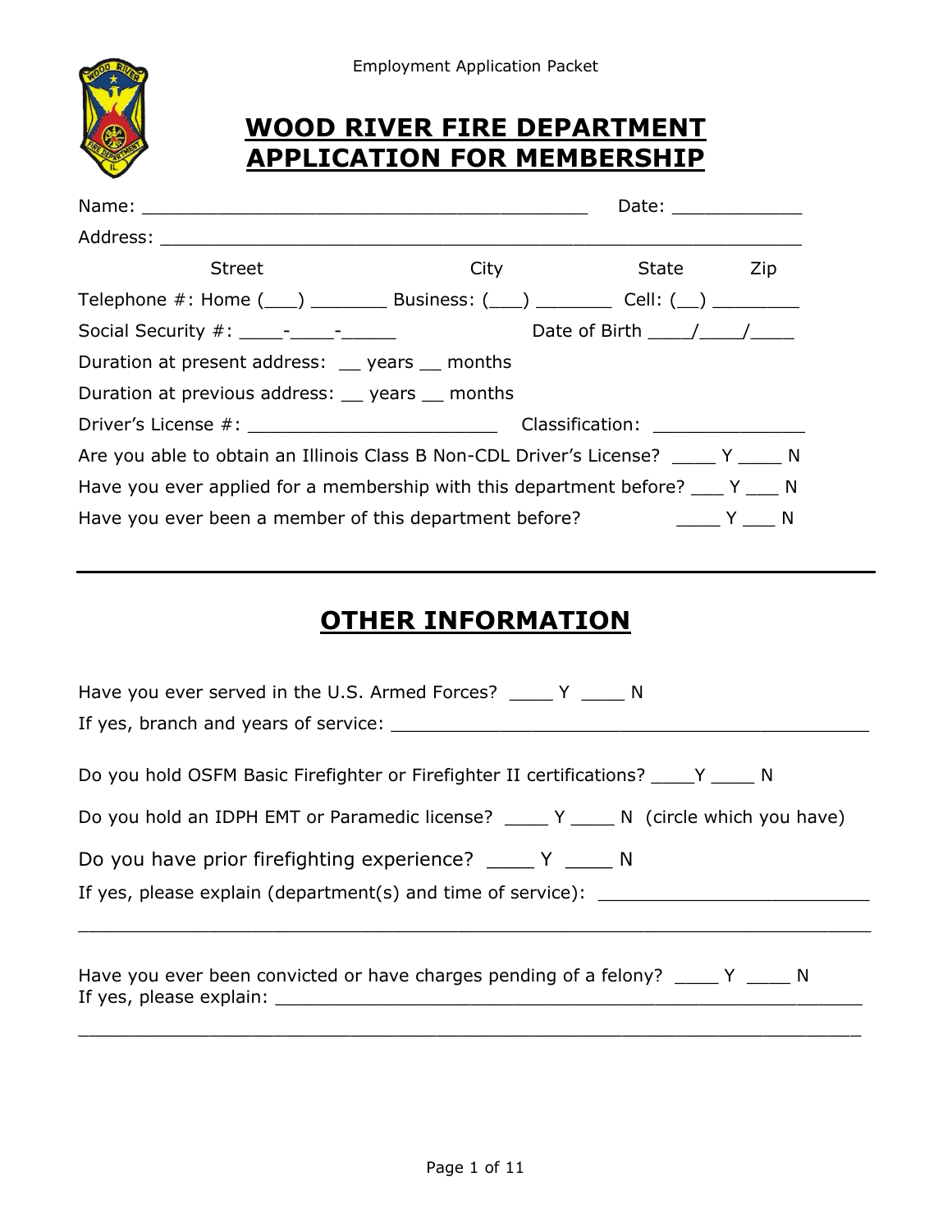Employment Application Packet

# WOOD RIVER FIRE DEPARTMENT APPLICATION FOR MEMBERSHIP

Name: ________________________________________ Date: ____________

Address: ___________________________________________________________

Street City State Zip

Telephone #: Home (___) _______ Business: (___) _______ Cell: (__) ________

Social Security #: ____-____-_____ Date of Birth ____/____/____

Duration at present address: __ years __ months

Duration at previous address: __ years __ months

Driver's License #: _______________________ Classification: ______________

Are you able to obtain an Illinois Class B Non-CDL Driver's License? ____ Y ____ N

Have you ever applied for a membership with this department before? ___ Y ___ N

Have you ever been a member of this department before? ____ Y ___ N

---

## OTHER INFORMATION

Have you ever served in the U.S. Armed Forces? ____ Y ____ N

If yes, branch and years of service: ______________________________________________

Do you hold OSFM Basic Firefighter or Firefighter II certifications? ____Y ____ N

Do you hold an IDPH EMT or Paramedic license? ____ Y ____ N (circle which you have)

Do you have prior firefighting experience? ____ Y ____ N

If yes, please explain (department(s) and time of service): _________________________

_________________________________________________________________________

Have you ever been convicted or have charges pending of a felony? ____ Y ____ N

If yes, please explain: _______________________________________________________

_________________________________________________________________________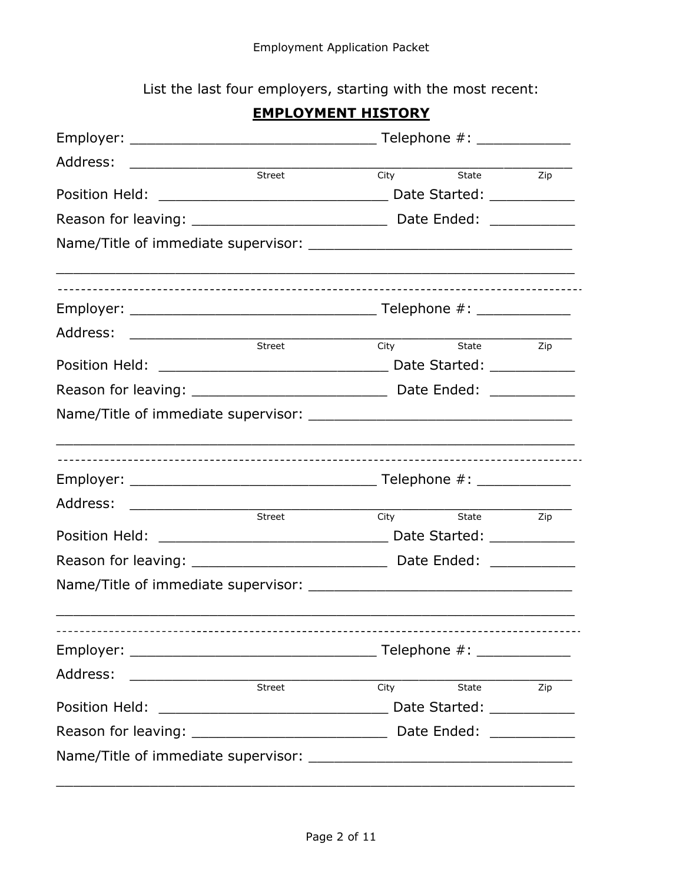List the last four employers, starting with the most recent:

## EMPLOYMENT HISTORY

Employer: ______________________________ Telephone #: ___________

Address: _______________________________________________________
Street City State Zip

Position Held: ___________________________ Date Started: __________

Reason for leaving: _______________________ Date Ended: __________

Name/Title of immediate supervisor: _______________________________

_______________________________________________________________

---

Employer: ______________________________ Telephone #: ___________

Address: _______________________________________________________
Street City State Zip

Position Held: ___________________________ Date Started: __________

Reason for leaving: _______________________ Date Ended: __________

Name/Title of immediate supervisor: _______________________________

_______________________________________________________________

---

Employer: ______________________________ Telephone #: ___________

Address: _______________________________________________________
Street City State Zip

Position Held: ___________________________ Date Started: __________

Reason for leaving: _______________________ Date Ended: __________

Name/Title of immediate supervisor: _______________________________

_______________________________________________________________

---

Employer: ______________________________ Telephone #: ___________

Address: _______________________________________________________
Street City State Zip

Position Held: ___________________________ Date Started: __________

Reason for leaving: _______________________ Date Ended: __________

Name/Title of immediate supervisor: _______________________________

_______________________________________________________________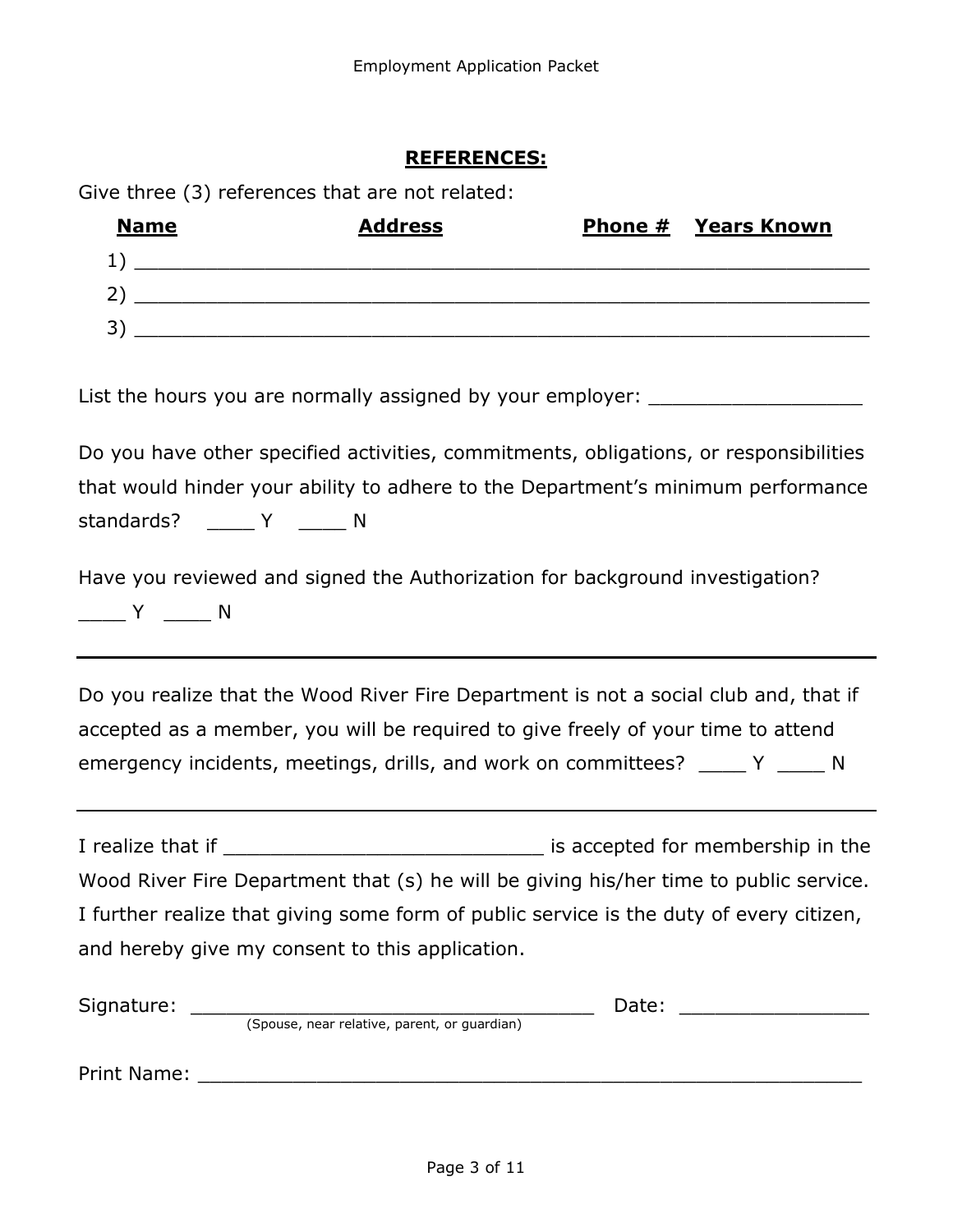## REFERENCES:

Give three (3) references that are not related:

| Name | Address | Phone # | Years Known |
|---|---|---|---|
| 1) | | | |
| 2) | | | |
| 3) | | | |

List the hours you are normally assigned by your employer: ___________________

Do you have other specified activities, commitments, obligations, or responsibilities that would hinder your ability to adhere to the Department's minimum performance standards?   ____ Y   ____ N

Have you reviewed and signed the Authorization for background investigation?
____ Y   ____ N

---

Do you realize that the Wood River Fire Department is not a social club and, that if accepted as a member, you will be required to give freely of your time to attend emergency incidents, meetings, drills, and work on committees?  ____ Y  ____ N

---

I realize that if ____________________________ is accepted for membership in the Wood River Fire Department that (s) he will be giving his/her time to public service. I further realize that giving some form of public service is the duty of every citizen, and hereby give my consent to this application.

Signature: ____________________________________  Date: _________________
(Spouse, near relative, parent, or guardian)

Print Name: __________________________________________________________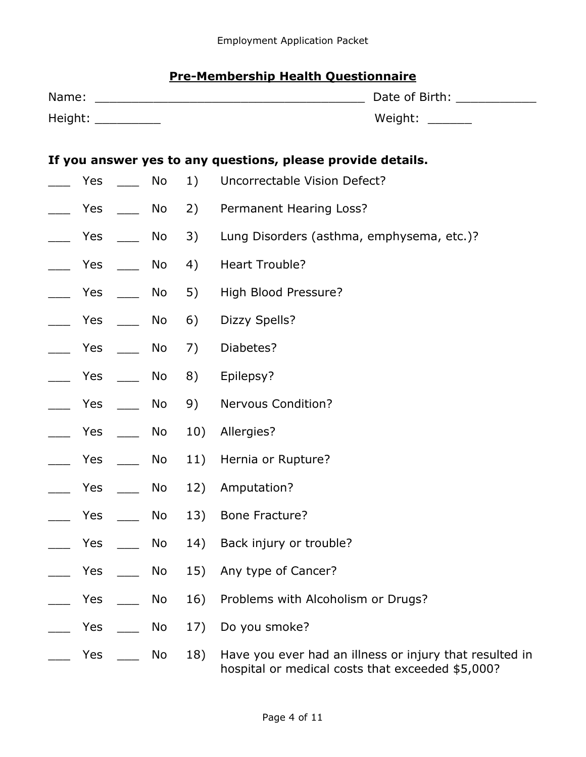## Pre-Membership Health Questionnaire

Name: ____________________________________ Date of Birth: ___________

Height: _________ Weight: ______

**If you answer yes to any questions, please provide details.**

___ Yes ___ No 1) Uncorrectable Vision Defect?

___ Yes ___ No 2) Permanent Hearing Loss?

___ Yes ___ No 3) Lung Disorders (asthma, emphysema, etc.)?

___ Yes ___ No 4) Heart Trouble?

___ Yes ___ No 5) High Blood Pressure?

___ Yes ___ No 6) Dizzy Spells?

___ Yes ___ No 7) Diabetes?

___ Yes ___ No 8) Epilepsy?

___ Yes ___ No 9) Nervous Condition?

___ Yes ___ No 10) Allergies?

___ Yes ___ No 11) Hernia or Rupture?

___ Yes ___ No 12) Amputation?

___ Yes ___ No 13) Bone Fracture?

___ Yes ___ No 14) Back injury or trouble?

___ Yes ___ No 15) Any type of Cancer?

___ Yes ___ No 16) Problems with Alcoholism or Drugs?

___ Yes ___ No 17) Do you smoke?

___ Yes ___ No 18) Have you ever had an illness or injury that resulted in hospital or medical costs that exceeded $5,000?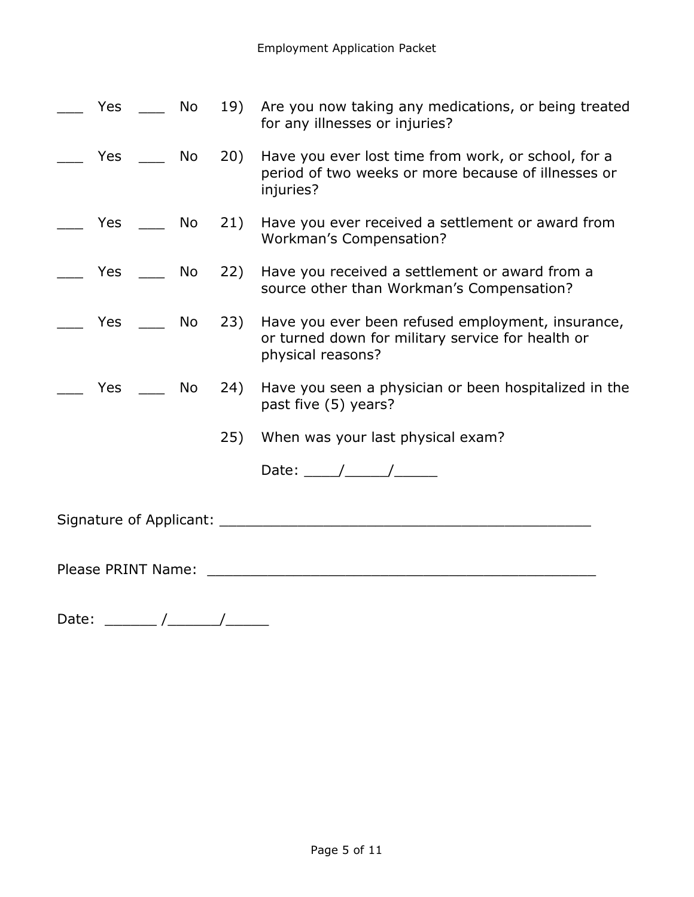___ Yes ___ No 19) Are you now taking any medications, or being treated for any illnesses or injuries?

___ Yes ___ No 20) Have you ever lost time from work, or school, for a period of two weeks or more because of illnesses or injuries?

___ Yes ___ No 21) Have you ever received a settlement or award from Workman's Compensation?

___ Yes ___ No 22) Have you received a settlement or award from a source other than Workman's Compensation?

___ Yes ___ No 23) Have you ever been refused employment, insurance, or turned down for military service for health or physical reasons?

___ Yes ___ No 24) Have you seen a physician or been hospitalized in the past five (5) years?

25) When was your last physical exam?

Date: ____/_____/_____

Signature of Applicant: ___________________________________________

Please PRINT Name: _____________________________________________

Date: ______ /______/_____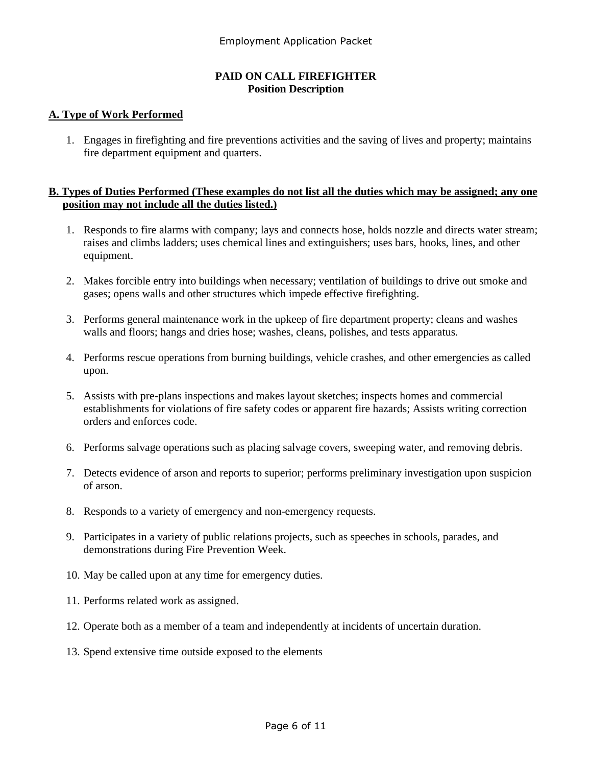# PAID ON CALL FIREFIGHTER
## Position Description

### A. Type of Work Performed

1. Engages in firefighting and fire preventions activities and the saving of lives and property; maintains fire department equipment and quarters.

### B. Types of Duties Performed (These examples do not list all the duties which may be assigned; any one position may not include all the duties listed.)

1. Responds to fire alarms with company; lays and connects hose, holds nozzle and directs water stream; raises and climbs ladders; uses chemical lines and extinguishers; uses bars, hooks, lines, and other equipment.

2. Makes forcible entry into buildings when necessary; ventilation of buildings to drive out smoke and gases; opens walls and other structures which impede effective firefighting.

3. Performs general maintenance work in the upkeep of fire department property; cleans and washes walls and floors; hangs and dries hose; washes, cleans, polishes, and tests apparatus.

4. Performs rescue operations from burning buildings, vehicle crashes, and other emergencies as called upon.

5. Assists with pre-plans inspections and makes layout sketches; inspects homes and commercial establishments for violations of fire safety codes or apparent fire hazards; Assists writing correction orders and enforces code.

6. Performs salvage operations such as placing salvage covers, sweeping water, and removing debris.

7. Detects evidence of arson and reports to superior; performs preliminary investigation upon suspicion of arson.

8. Responds to a variety of emergency and non-emergency requests.

9. Participates in a variety of public relations projects, such as speeches in schools, parades, and demonstrations during Fire Prevention Week.

10. May be called upon at any time for emergency duties.

11. Performs related work as assigned.

12. Operate both as a member of a team and independently at incidents of uncertain duration.

13. Spend extensive time outside exposed to the elements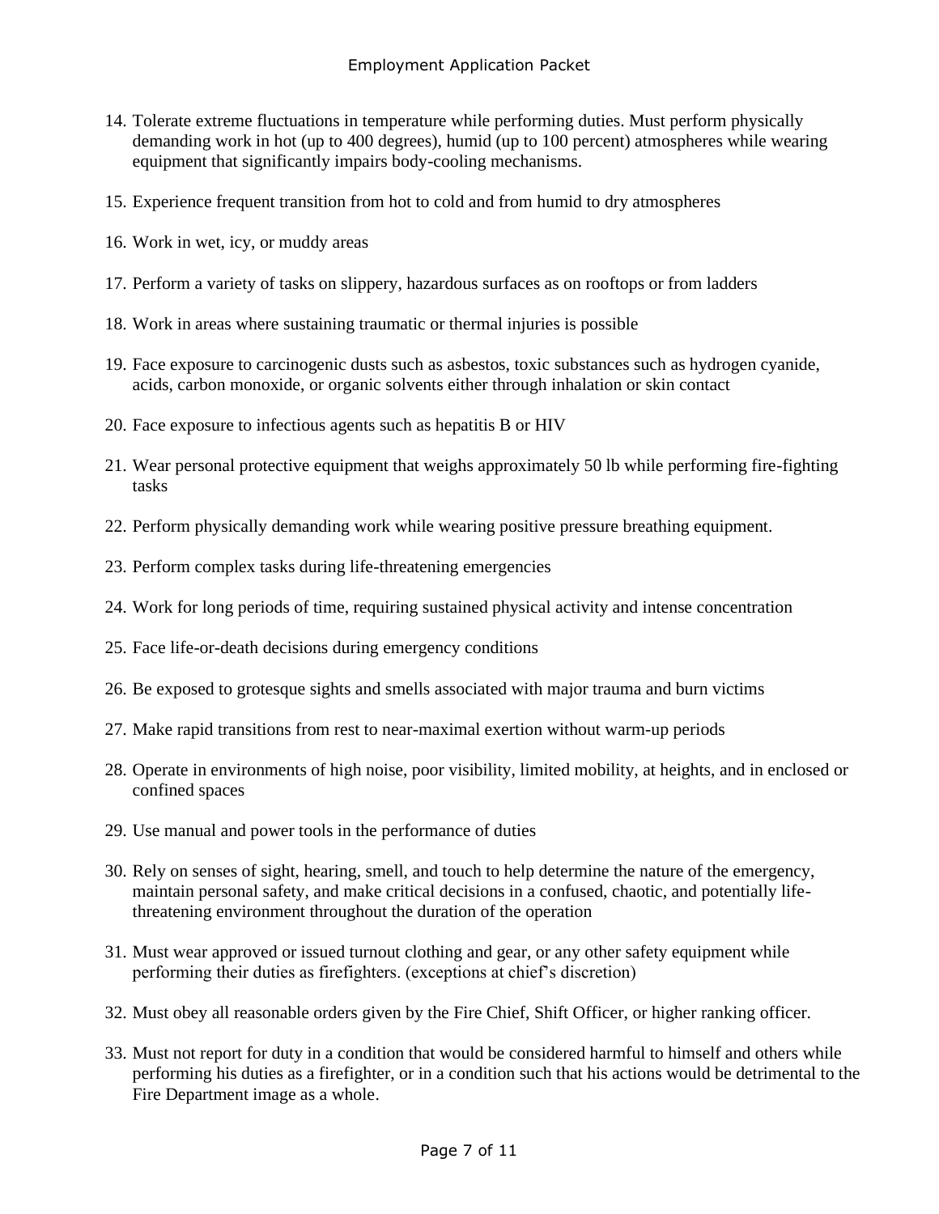14. Tolerate extreme fluctuations in temperature while performing duties. Must perform physically demanding work in hot (up to 400 degrees), humid (up to 100 percent) atmospheres while wearing equipment that significantly impairs body-cooling mechanisms.

15. Experience frequent transition from hot to cold and from humid to dry atmospheres

16. Work in wet, icy, or muddy areas

17. Perform a variety of tasks on slippery, hazardous surfaces as on rooftops or from ladders

18. Work in areas where sustaining traumatic or thermal injuries is possible

19. Face exposure to carcinogenic dusts such as asbestos, toxic substances such as hydrogen cyanide, acids, carbon monoxide, or organic solvents either through inhalation or skin contact

20. Face exposure to infectious agents such as hepatitis B or HIV

21. Wear personal protective equipment that weighs approximately 50 lb while performing fire-fighting tasks

22. Perform physically demanding work while wearing positive pressure breathing equipment.

23. Perform complex tasks during life-threatening emergencies

24. Work for long periods of time, requiring sustained physical activity and intense concentration

25. Face life-or-death decisions during emergency conditions

26. Be exposed to grotesque sights and smells associated with major trauma and burn victims

27. Make rapid transitions from rest to near-maximal exertion without warm-up periods

28. Operate in environments of high noise, poor visibility, limited mobility, at heights, and in enclosed or confined spaces

29. Use manual and power tools in the performance of duties

30. Rely on senses of sight, hearing, smell, and touch to help determine the nature of the emergency, maintain personal safety, and make critical decisions in a confused, chaotic, and potentially life-threatening environment throughout the duration of the operation

31. Must wear approved or issued turnout clothing and gear, or any other safety equipment while performing their duties as firefighters. (exceptions at chief's discretion)

32. Must obey all reasonable orders given by the Fire Chief, Shift Officer, or higher ranking officer.

33. Must not report for duty in a condition that would be considered harmful to himself and others while performing his duties as a firefighter, or in a condition such that his actions would be detrimental to the Fire Department image as a whole.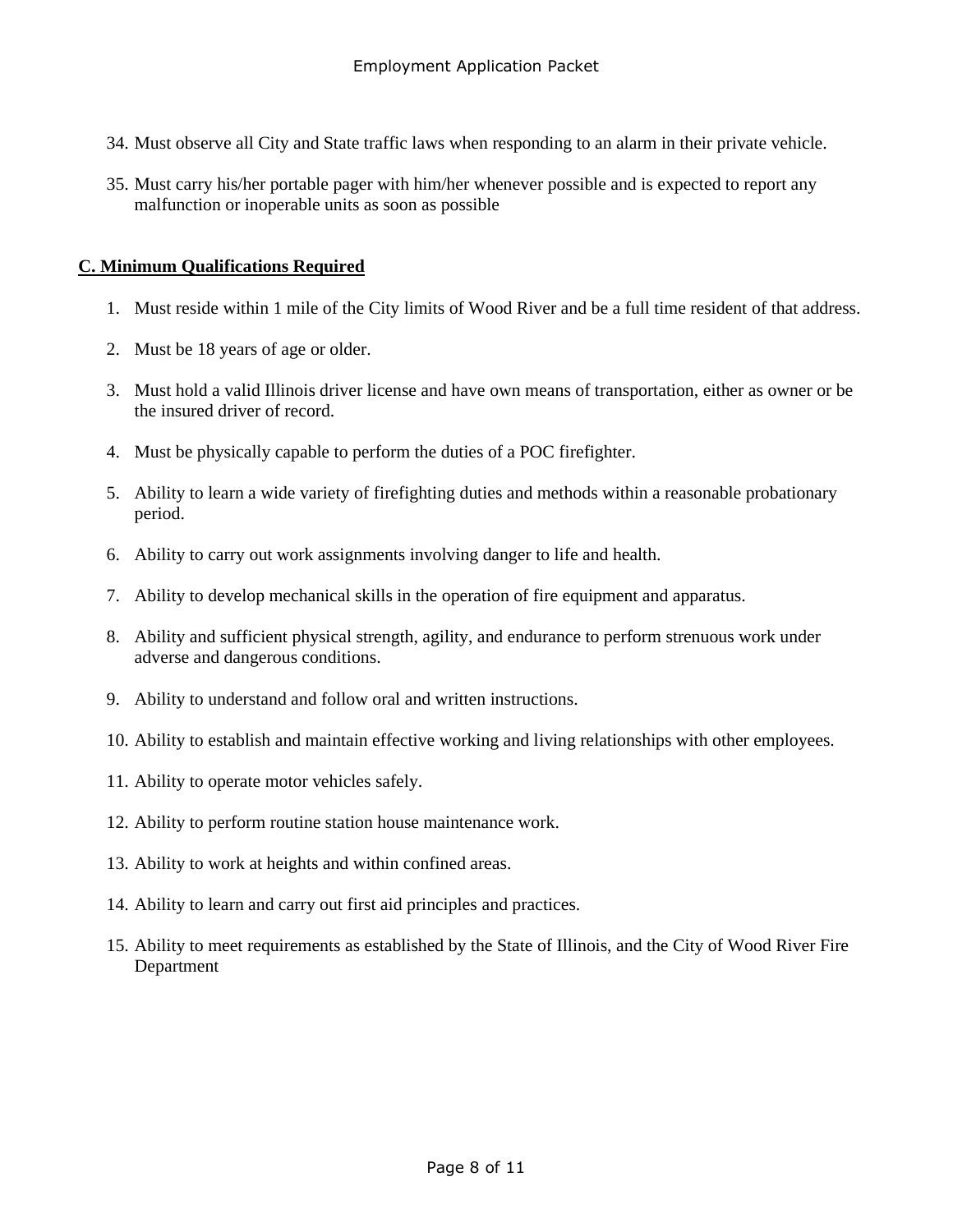34. Must observe all City and State traffic laws when responding to an alarm in their private vehicle.

35. Must carry his/her portable pager with him/her whenever possible and is expected to report any malfunction or inoperable units as soon as possible

## C. Minimum Qualifications Required

1. Must reside within 1 mile of the City limits of Wood River and be a full time resident of that address.

2. Must be 18 years of age or older.

3. Must hold a valid Illinois driver license and have own means of transportation, either as owner or be the insured driver of record.

4. Must be physically capable to perform the duties of a POC firefighter.

5. Ability to learn a wide variety of firefighting duties and methods within a reasonable probationary period.

6. Ability to carry out work assignments involving danger to life and health.

7. Ability to develop mechanical skills in the operation of fire equipment and apparatus.

8. Ability and sufficient physical strength, agility, and endurance to perform strenuous work under adverse and dangerous conditions.

9. Ability to understand and follow oral and written instructions.

10. Ability to establish and maintain effective working and living relationships with other employees.

11. Ability to operate motor vehicles safely.

12. Ability to perform routine station house maintenance work.

13. Ability to work at heights and within confined areas.

14. Ability to learn and carry out first aid principles and practices.

15. Ability to meet requirements as established by the State of Illinois, and the City of Wood River Fire Department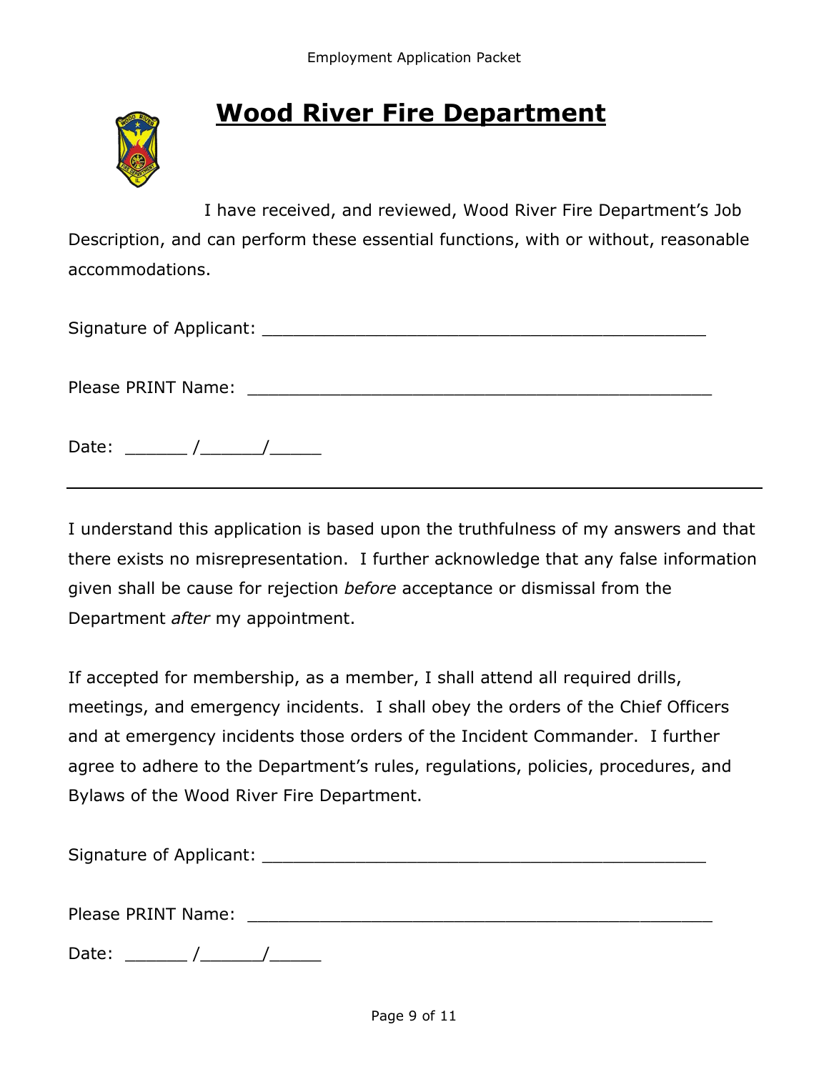# Wood River Fire Department

I have received, and reviewed, Wood River Fire Department's Job Description, and can perform these essential functions, with or without, reasonable accommodations.

Signature of Applicant: ____________________________________________

Please PRINT Name: ______________________________________________

Date: ______ /______/_____

---

I understand this application is based upon the truthfulness of my answers and that there exists no misrepresentation. I further acknowledge that any false information given shall be cause for rejection *before* acceptance or dismissal from the Department *after* my appointment.

If accepted for membership, as a member, I shall attend all required drills, meetings, and emergency incidents. I shall obey the orders of the Chief Officers and at emergency incidents those orders of the Incident Commander. I further agree to adhere to the Department's rules, regulations, policies, procedures, and Bylaws of the Wood River Fire Department.

Signature of Applicant: ____________________________________________

Please PRINT Name: ______________________________________________

Date: ______ /______/_____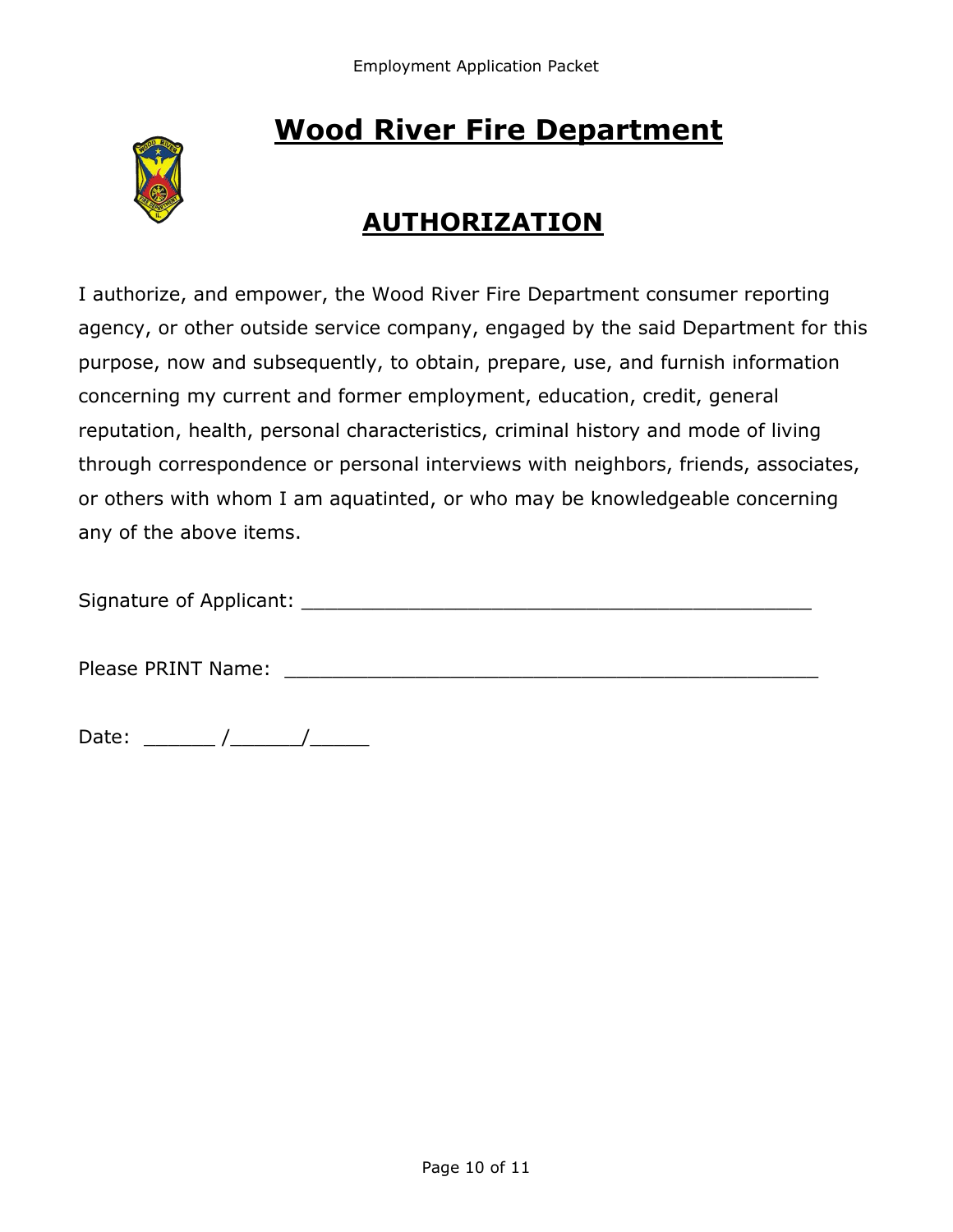# Wood River Fire Department

## AUTHORIZATION

I authorize, and empower, the Wood River Fire Department consumer reporting agency, or other outside service company, engaged by the said Department for this purpose, now and subsequently, to obtain, prepare, use, and furnish information concerning my current and former employment, education, credit, general reputation, health, personal characteristics, criminal history and mode of living through correspondence or personal interviews with neighbors, friends, associates, or others with whom I am aquatinted, or who may be knowledgeable concerning any of the above items.

Signature of Applicant: ___________________________________________

Please PRINT Name: ______________________________________________

Date: ______ /______/_____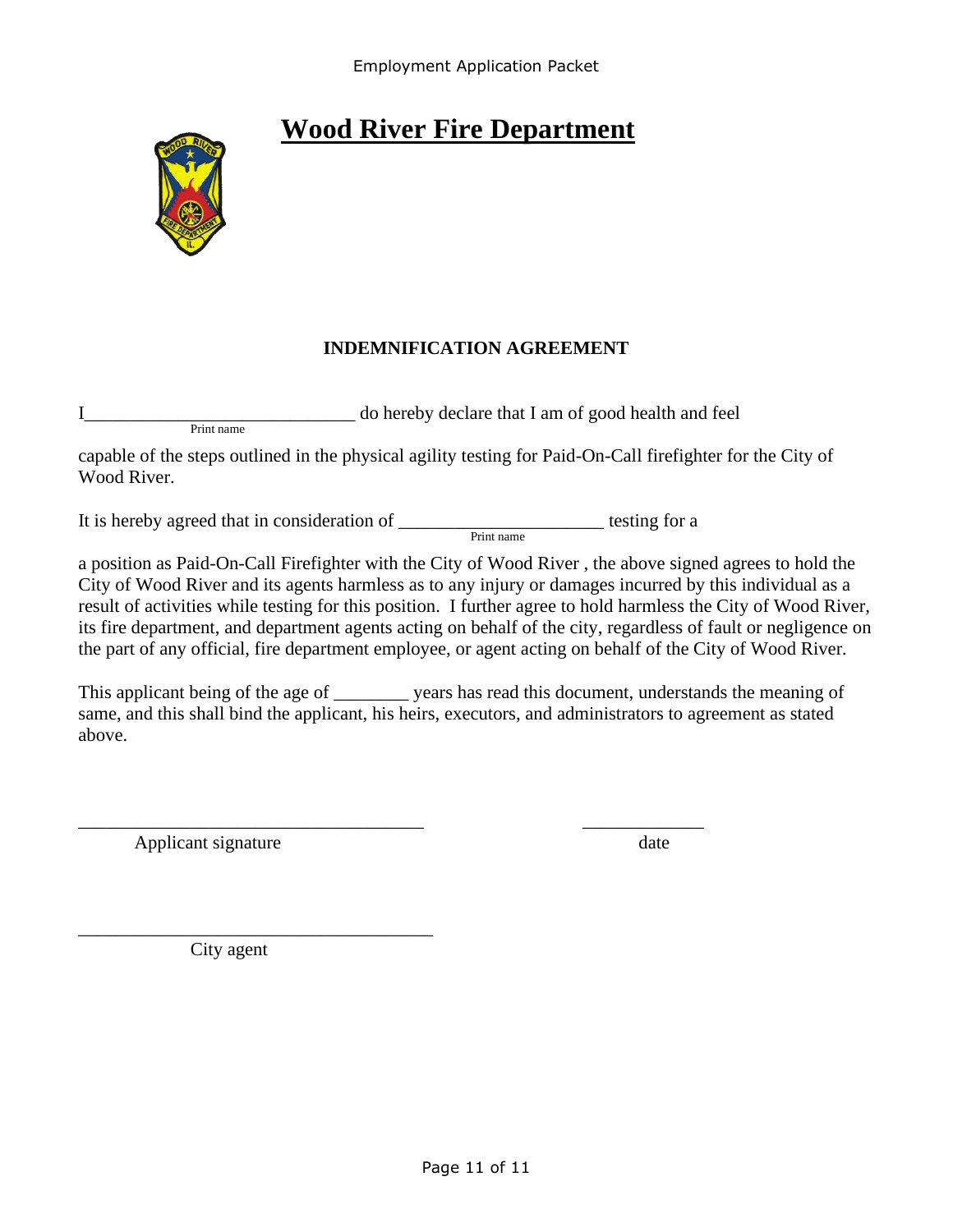# Wood River Fire Department

## INDEMNIFICATION AGREEMENT

I______________________________ do hereby declare that I am of good health and feel
Print name

capable of the steps outlined in the physical agility testing for Paid-On-Call firefighter for the City of Wood River.

It is hereby agreed that in consideration of _______________________ testing for a
Print name

a position as Paid-On-Call Firefighter with the City of Wood River , the above signed agrees to hold the City of Wood River and its agents harmless as to any injury or damages incurred by this individual as a result of activities while testing for this position. I further agree to hold harmless the City of Wood River, its fire department, and department agents acting on behalf of the city, regardless of fault or negligence on the part of any official, fire department employee, or agent acting on behalf of the City of Wood River.

This applicant being of the age of ________ years has read this document, understands the meaning of same, and this shall bind the applicant, his heirs, executors, and administrators to agreement as stated above.

_____________________________________ _____________
Applicant signature date

_____________________________________
City agent